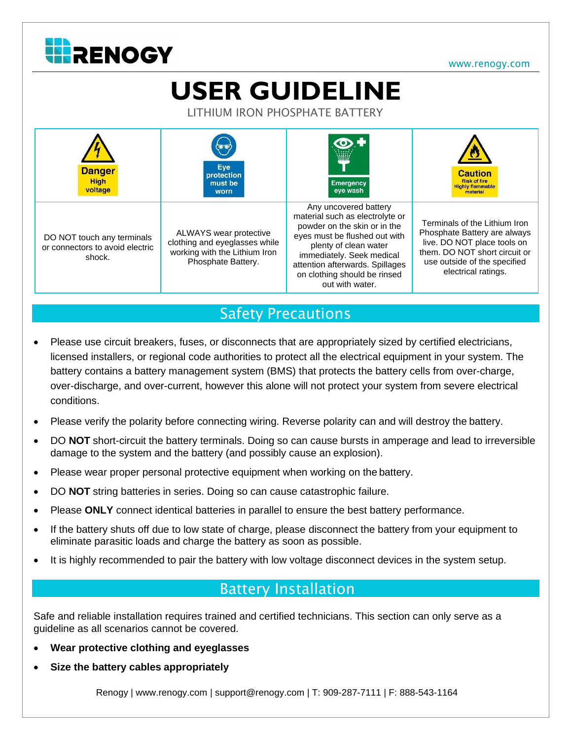RENOGY

www.renogy.com

# USER GUIDELINE

LITHIUM IRON PHOSPHATE BATTERY

| Danger High voltage | Eye protection must be worn | Emergency eye wash | Caution Risk of fire Highly flammable material |
|---|---|---|---|
| DO NOT touch any terminals or connectors to avoid electric shock. | ALWAYS wear protective clothing and eyeglasses while working with the Lithium Iron Phosphate Battery. | Any uncovered battery material such as electrolyte or powder on the skin or in the eyes must be flushed out with plenty of clean water immediately. Seek medical attention afterwards. Spillages on clothing should be rinsed out with water. | Terminals of the Lithium Iron Phosphate Battery are always live. DO NOT place tools on them. DO NOT short circuit or use outside of the specified electrical ratings. |

## Safety Precautions

- Please use circuit breakers, fuses, or disconnects that are appropriately sized by certified electricians, licensed installers, or regional code authorities to protect all the electrical equipment in your system. The battery contains a battery management system (BMS) that protects the battery cells from over-charge, over-discharge, and over-current, however this alone will not protect your system from severe electrical conditions.
- Please verify the polarity before connecting wiring. Reverse polarity can and will destroy the battery.
- DO **NOT** short-circuit the battery terminals. Doing so can cause bursts in amperage and lead to irreversible damage to the system and the battery (and possibly cause an explosion).
- Please wear proper personal protective equipment when working on the battery.
- DO **NOT** string batteries in series. Doing so can cause catastrophic failure.
- Please **ONLY** connect identical batteries in parallel to ensure the best battery performance.
- If the battery shuts off due to low state of charge, please disconnect the battery from your equipment to eliminate parasitic loads and charge the battery as soon as possible.
- It is highly recommended to pair the battery with low voltage disconnect devices in the system setup.

## Battery Installation

Safe and reliable installation requires trained and certified technicians. This section can only serve as a guideline as all scenarios cannot be covered.

- **Wear protective clothing and eyeglasses**
- **Size the battery cables appropriately**

Renogy | www.renogy.com | support@renogy.com | T: 909-287-7111 | F: 888-543-1164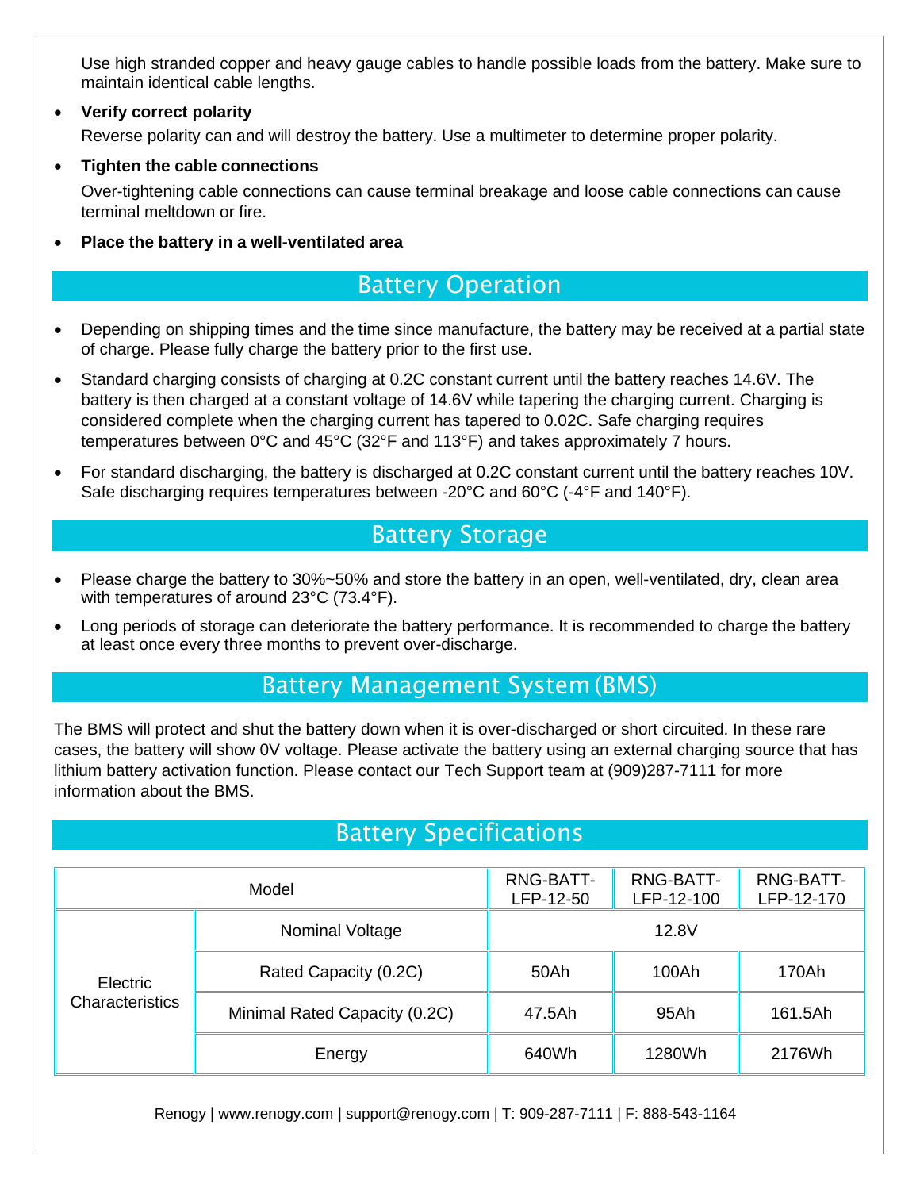Use high stranded copper and heavy gauge cables to handle possible loads from the battery. Make sure to maintain identical cable lengths.

- **Verify correct polarity**

  Reverse polarity can and will destroy the battery. Use a multimeter to determine proper polarity.

- **Tighten the cable connections**

  Over-tightening cable connections can cause terminal breakage and loose cable connections can cause terminal meltdown or fire.

- **Place the battery in a well-ventilated area**

## Battery Operation

- Depending on shipping times and the time since manufacture, the battery may be received at a partial state of charge. Please fully charge the battery prior to the first use.
- Standard charging consists of charging at 0.2C constant current until the battery reaches 14.6V. The battery is then charged at a constant voltage of 14.6V while tapering the charging current. Charging is considered complete when the charging current has tapered to 0.02C. Safe charging requires temperatures between 0°C and 45°C (32°F and 113°F) and takes approximately 7 hours.
- For standard discharging, the battery is discharged at 0.2C constant current until the battery reaches 10V. Safe discharging requires temperatures between -20°C and 60°C (-4°F and 140°F).

## Battery Storage

- Please charge the battery to 30%~50% and store the battery in an open, well-ventilated, dry, clean area with temperatures of around 23°C (73.4°F).
- Long periods of storage can deteriorate the battery performance. It is recommended to charge the battery at least once every three months to prevent over-discharge.

## Battery Management System (BMS)

The BMS will protect and shut the battery down when it is over-discharged or short circuited. In these rare cases, the battery will show 0V voltage. Please activate the battery using an external charging source that has lithium battery activation function. Please contact our Tech Support team at (909)287-7111 for more information about the BMS.

## Battery Specifications

| Model | | RNG-BATT-LFP-12-50 | RNG-BATT-LFP-12-100 | RNG-BATT-LFP-12-170 |
|---|---|---|---|---|
| Electric Characteristics | Nominal Voltage | 12.8V | | |
| | Rated Capacity (0.2C) | 50Ah | 100Ah | 170Ah |
| | Minimal Rated Capacity (0.2C) | 47.5Ah | 95Ah | 161.5Ah |
| | Energy | 640Wh | 1280Wh | 2176Wh |

Renogy | www.renogy.com | support@renogy.com | T: 909-287-7111 | F: 888-543-1164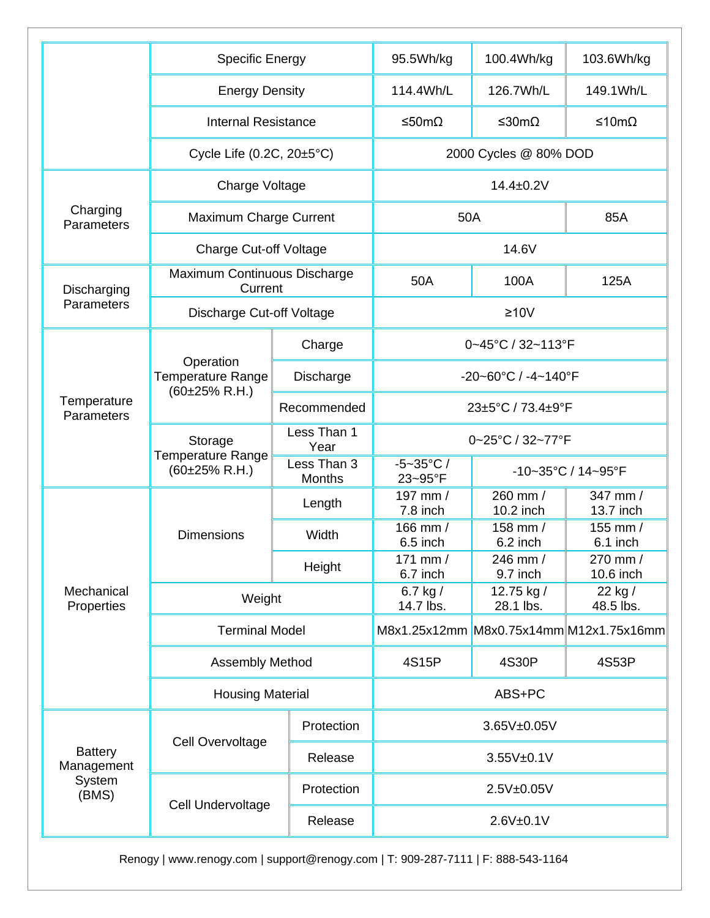| | | | | | |
|---|---|---|---|---|---|
| | Specific Energy | | 95.5Wh/kg | 100.4Wh/kg | 103.6Wh/kg |
| | Energy Density | | 114.4Wh/L | 126.7Wh/L | 149.1Wh/L |
| | Internal Resistance | | ≤50mΩ | ≤30mΩ | ≤10mΩ |
| | Cycle Life (0.2C, 20±5°C) | | 2000 Cycles @ 80% DOD | | |
| Charging Parameters | Charge Voltage | | 14.4±0.2V | | |
| | Maximum Charge Current | | 50A | | 85A |
| | Charge Cut-off Voltage | | 14.6V | | |
| Discharging Parameters | Maximum Continuous Discharge Current | | 50A | 100A | 125A |
| | Discharge Cut-off Voltage | | ≥10V | | |
| Temperature Parameters | Operation Temperature Range (60±25% R.H.) | Charge | 0~45°C / 32~113°F | | |
| | | Discharge | -20~60°C / -4~140°F | | |
| | | Recommended | 23±5°C / 73.4±9°F | | |
| | Storage Temperature Range (60±25% R.H.) | Less Than 1 Year | 0~25°C / 32~77°F | | |
| | | Less Than 3 Months | -5~35°C / 23~95°F | -10~35°C / 14~95°F | |
| Mechanical Properties | Dimensions | Length | 197 mm / 7.8 inch | 260 mm / 10.2 inch | 347 mm / 13.7 inch |
| | | Width | 166 mm / 6.5 inch | 158 mm / 6.2 inch | 155 mm / 6.1 inch |
| | | Height | 171 mm / 6.7 inch | 246 mm / 9.7 inch | 270 mm / 10.6 inch |
| | Weight | | 6.7 kg / 14.7 lbs. | 12.75 kg / 28.1 lbs. | 22 kg / 48.5 lbs. |
| | Terminal Model | | M8x1.25x12mm | M8x0.75x14mm | M12x1.75x16mm |
| | Assembly Method | | 4S15P | 4S30P | 4S53P |
| | Housing Material | | ABS+PC | | |
| Battery Management System (BMS) | Cell Overvoltage | Protection | 3.65V±0.05V | | |
| | | Release | 3.55V±0.1V | | |
| | Cell Undervoltage | Protection | 2.5V±0.05V | | |
| | | Release | 2.6V±0.1V | | |

Renogy | www.renogy.com | support@renogy.com | T: 909-287-7111 | F: 888-543-1164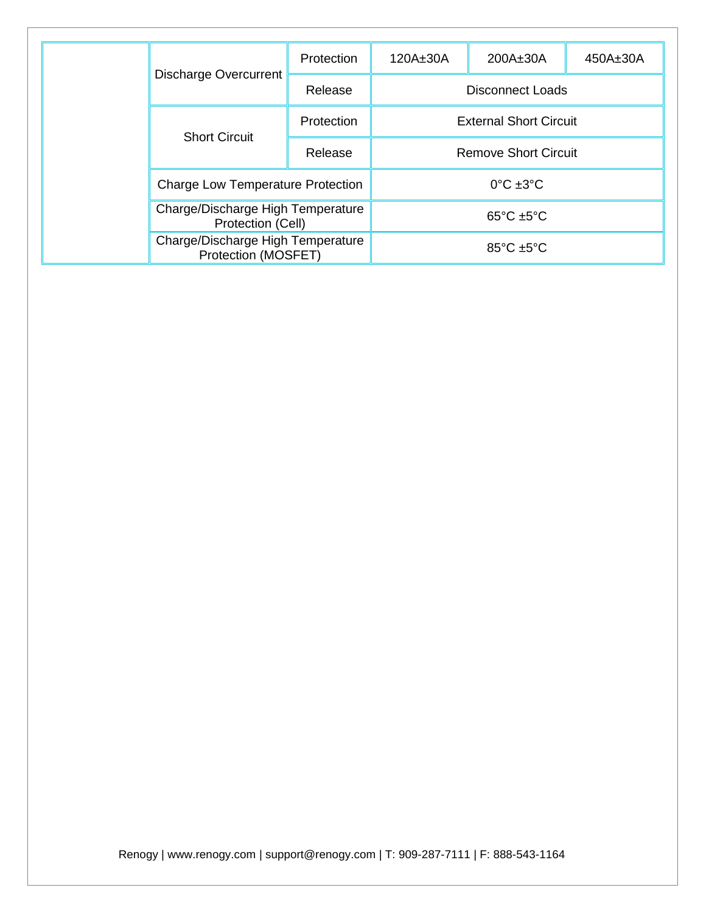| | | | | | |
|---|---|---|---|---|---|
| | Discharge Overcurrent | Protection | 120A±30A | 200A±30A | 450A±30A |
| | | Release | Disconnect Loads | | |
| | Short Circuit | Protection | External Short Circuit | | |
| | | Release | Remove Short Circuit | | |
| | Charge Low Temperature Protection | | 0°C ±3°C | | |
| | Charge/Discharge High Temperature Protection (Cell) | | 65°C ±5°C | | |
| | Charge/Discharge High Temperature Protection (MOSFET) | | 85°C ±5°C | | |

Renogy | www.renogy.com | support@renogy.com | T: 909-287-7111 | F: 888-543-1164